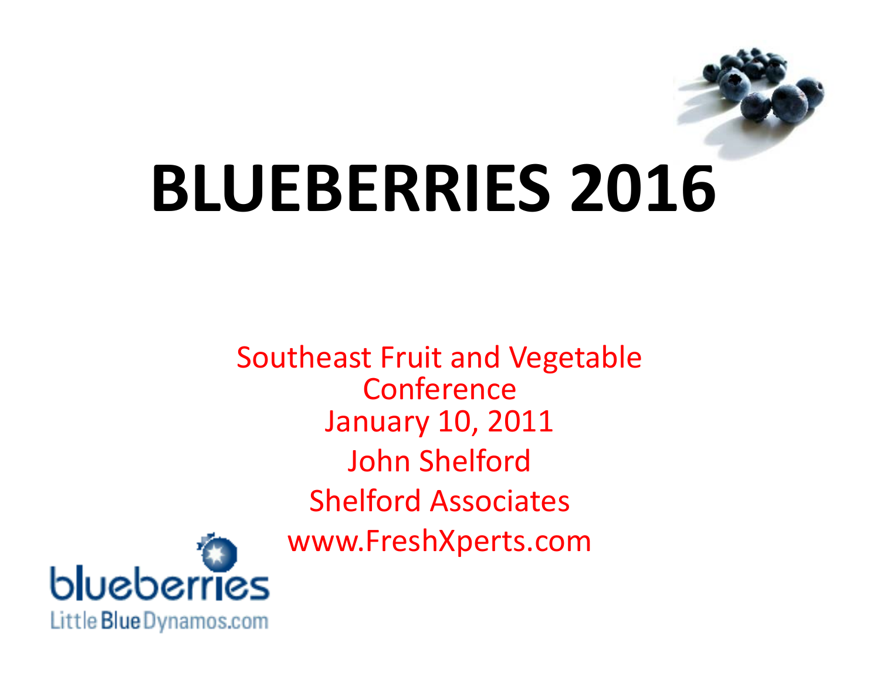# BLUEBERRIES 2016

Southeast Fruit and Vegetable Conference

January 10, 2011

John Shelford

Shelford Associates

www.FreshXperts.com

blueberries

Little Blue Dynamos.com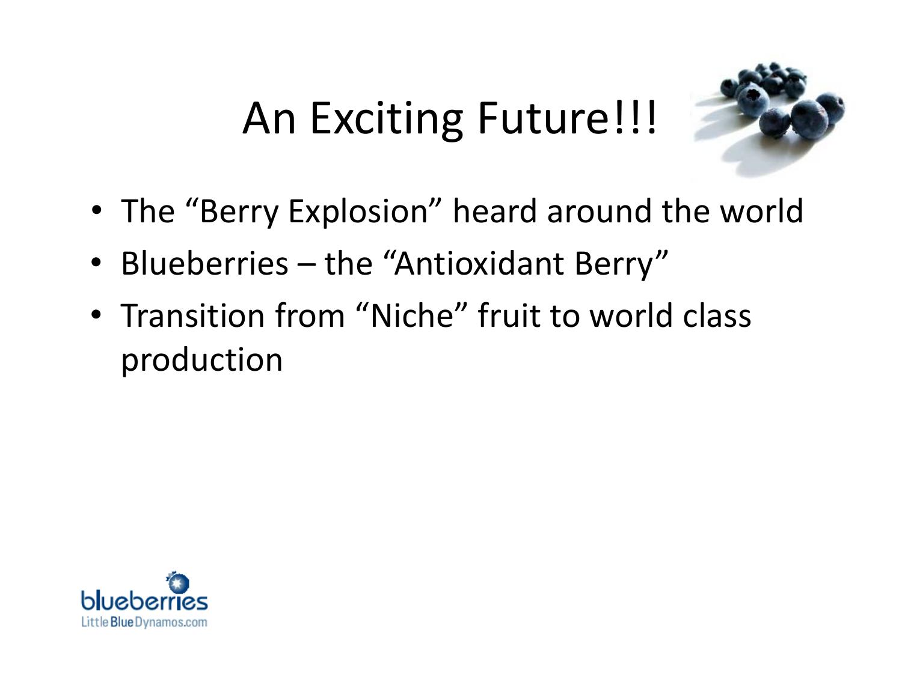# An Exciting Future!!!

- The "Berry Explosion" heard around the world
- Blueberries – the "Antioxidant Berry"
- Transition from "Niche" fruit to world class production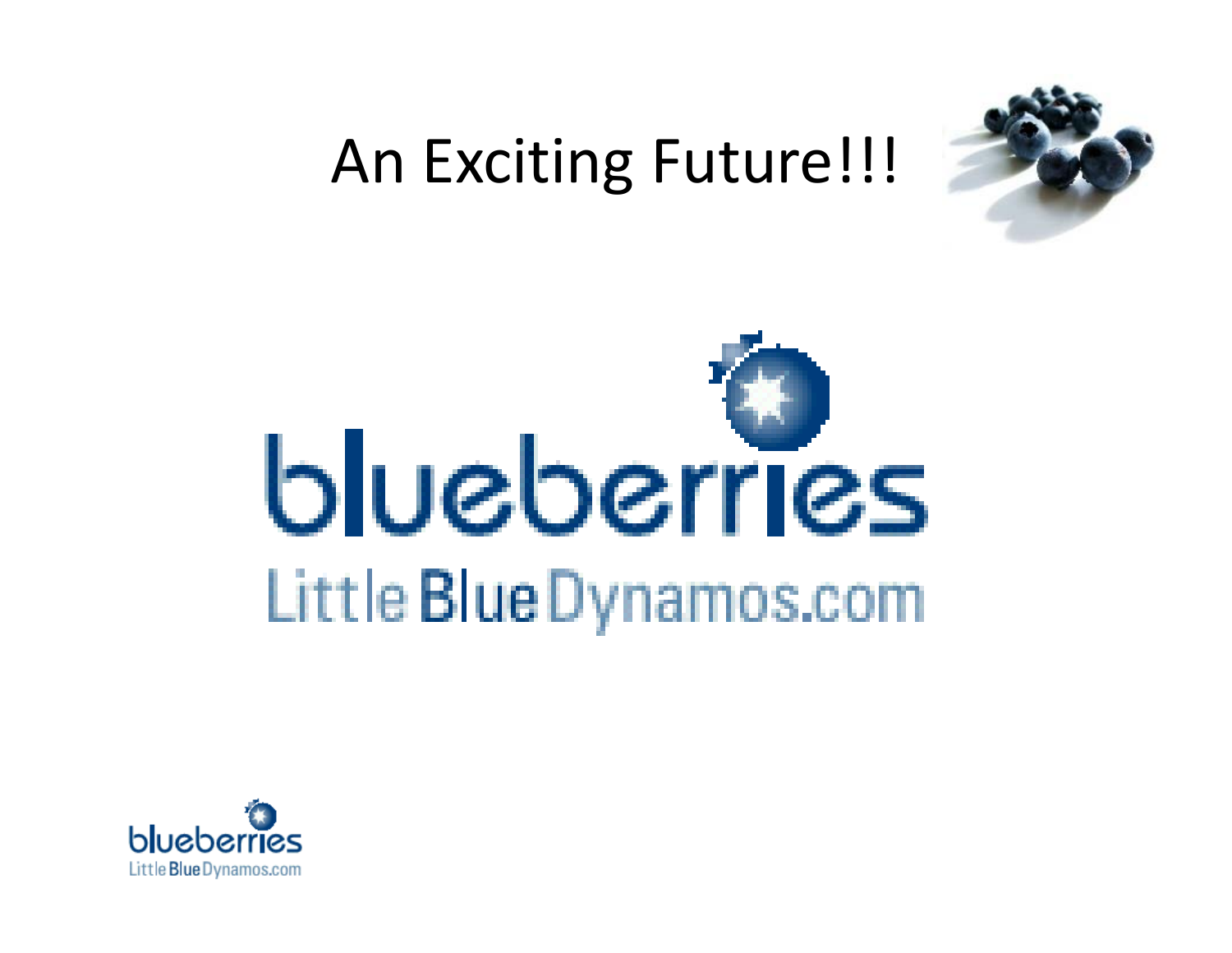# An Exciting Future!!!

blueberries

Little Blue Dynamos.com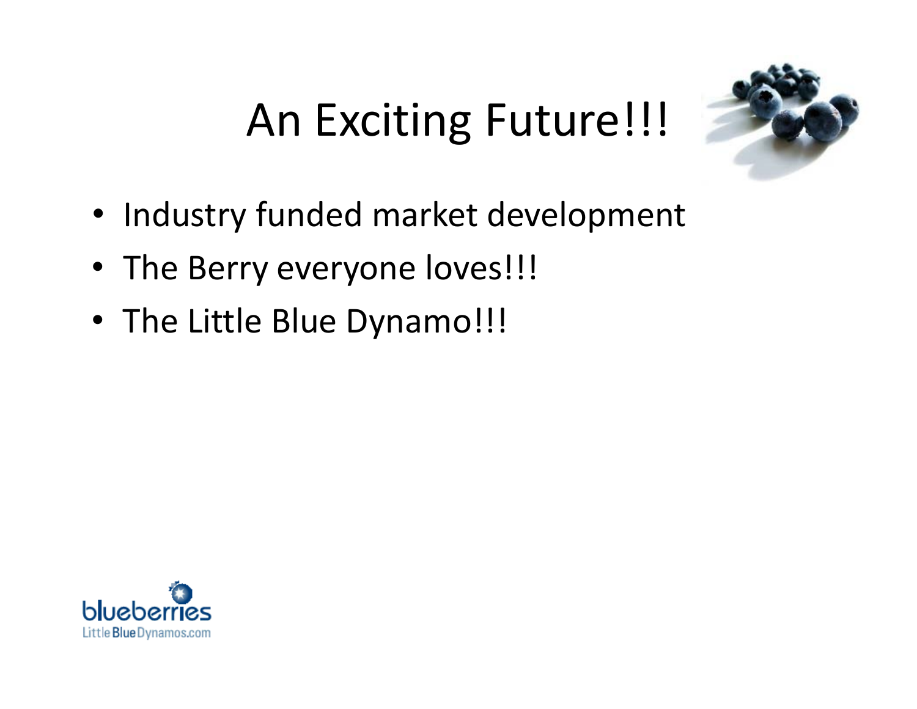# An Exciting Future!!!

- Industry funded market development
- The Berry everyone loves!!!
- The Little Blue Dynamo!!!

blueberries
LittleBlueDynamos.com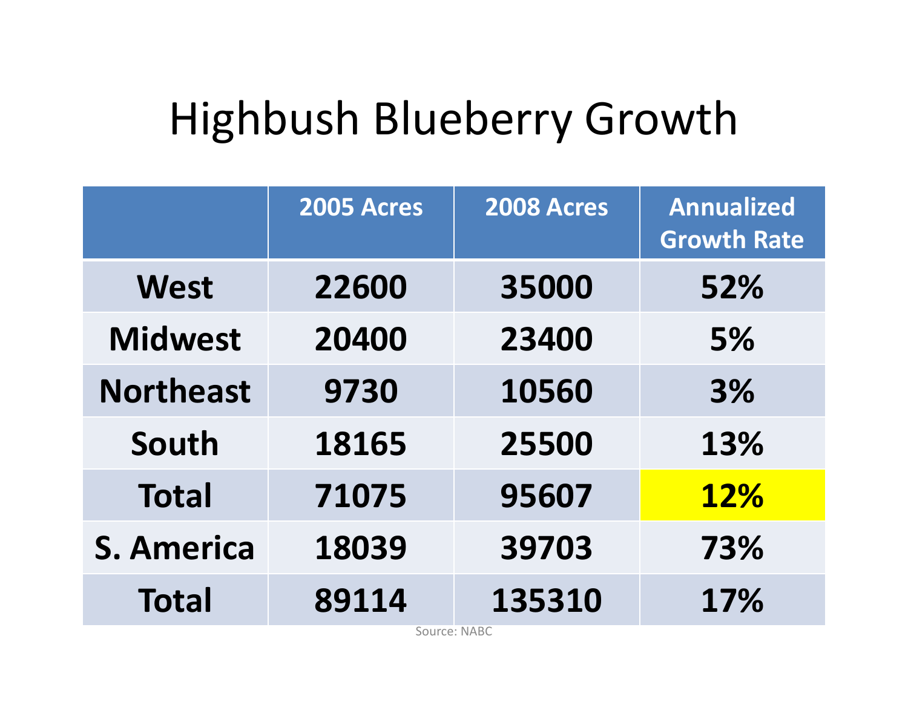# Highbush Blueberry Growth

| | 2005 Acres | 2008 Acres | Annualized Growth Rate |
|---|---|---|---|
| **West** | **22600** | **35000** | **52%** |
| **Midwest** | **20400** | **23400** | **5%** |
| **Northeast** | **9730** | **10560** | **3%** |
| **South** | **18165** | **25500** | **13%** |
| **Total** | **71075** | **95607** | **12%** |
| **S. America** | **18039** | **39703** | **73%** |
| **Total** | **89114** | **135310** | **17%** |

Source: NABC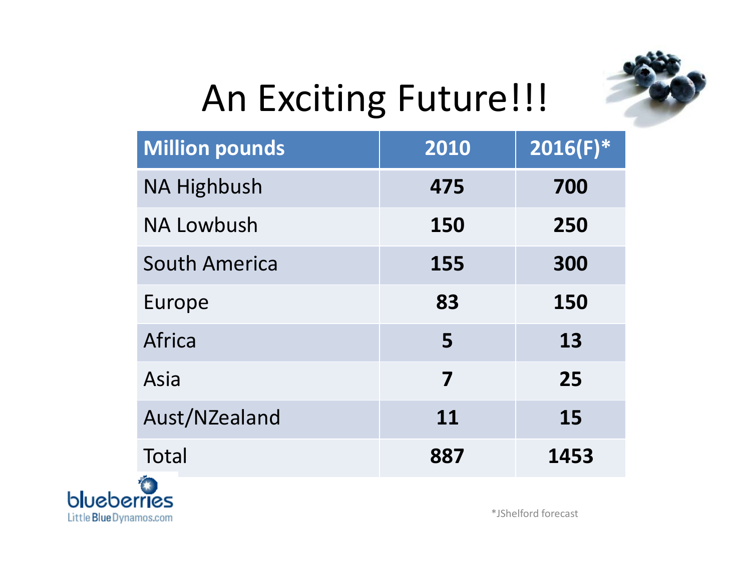# An Exciting Future!!!

| Million pounds | 2010 | 2016(F)* |
|---|---|---|
| NA Highbush | **475** | **700** |
| NA Lowbush | **150** | **250** |
| South America | **155** | **300** |
| Europe | **83** | **150** |
| Africa | **5** | **13** |
| Asia | **7** | **25** |
| Aust/NZealand | **11** | **15** |
| Total | **887** | **1453** |

blueberries LittleBlueDynamos.com

*JShelford forecast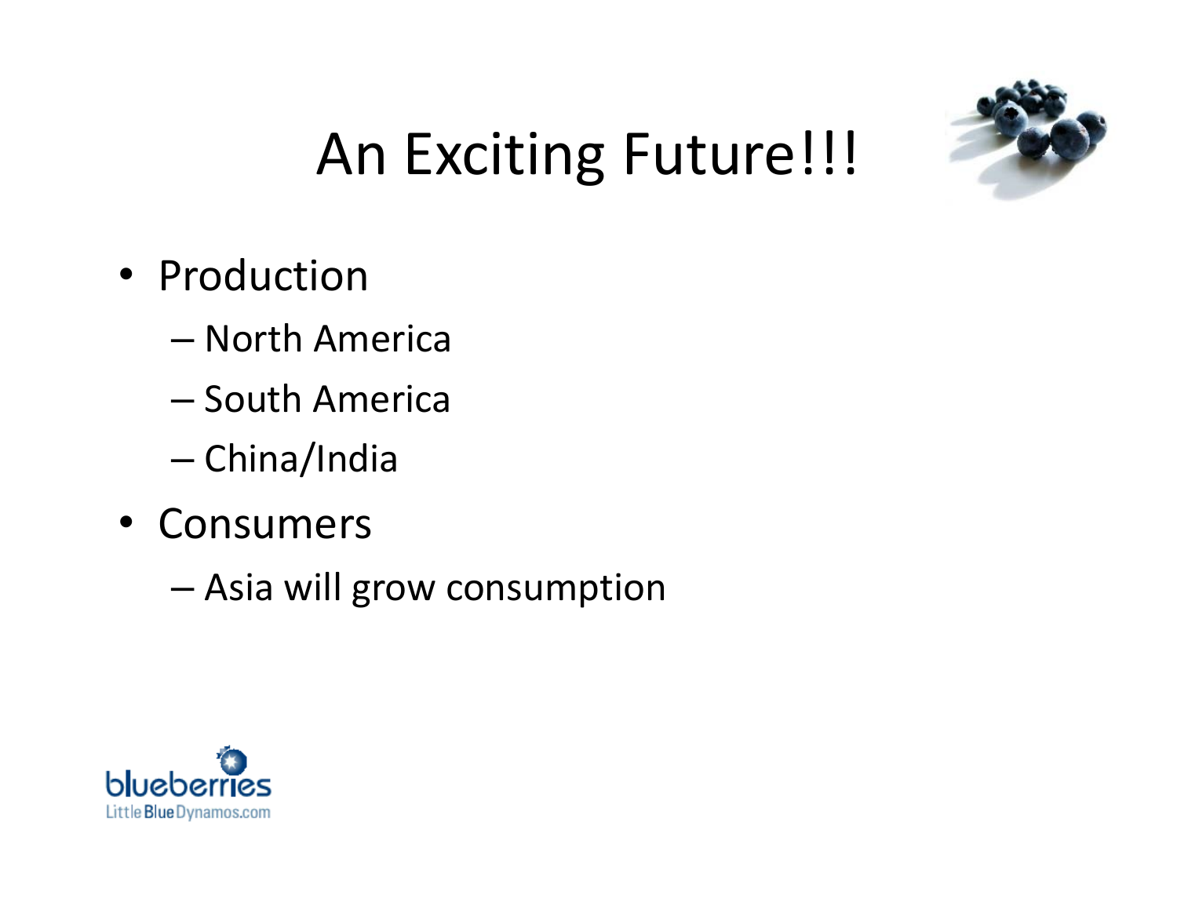# An Exciting Future!!!

- Production
  - North America
  - South America
  - China/India
- Consumers
  - Asia will grow consumption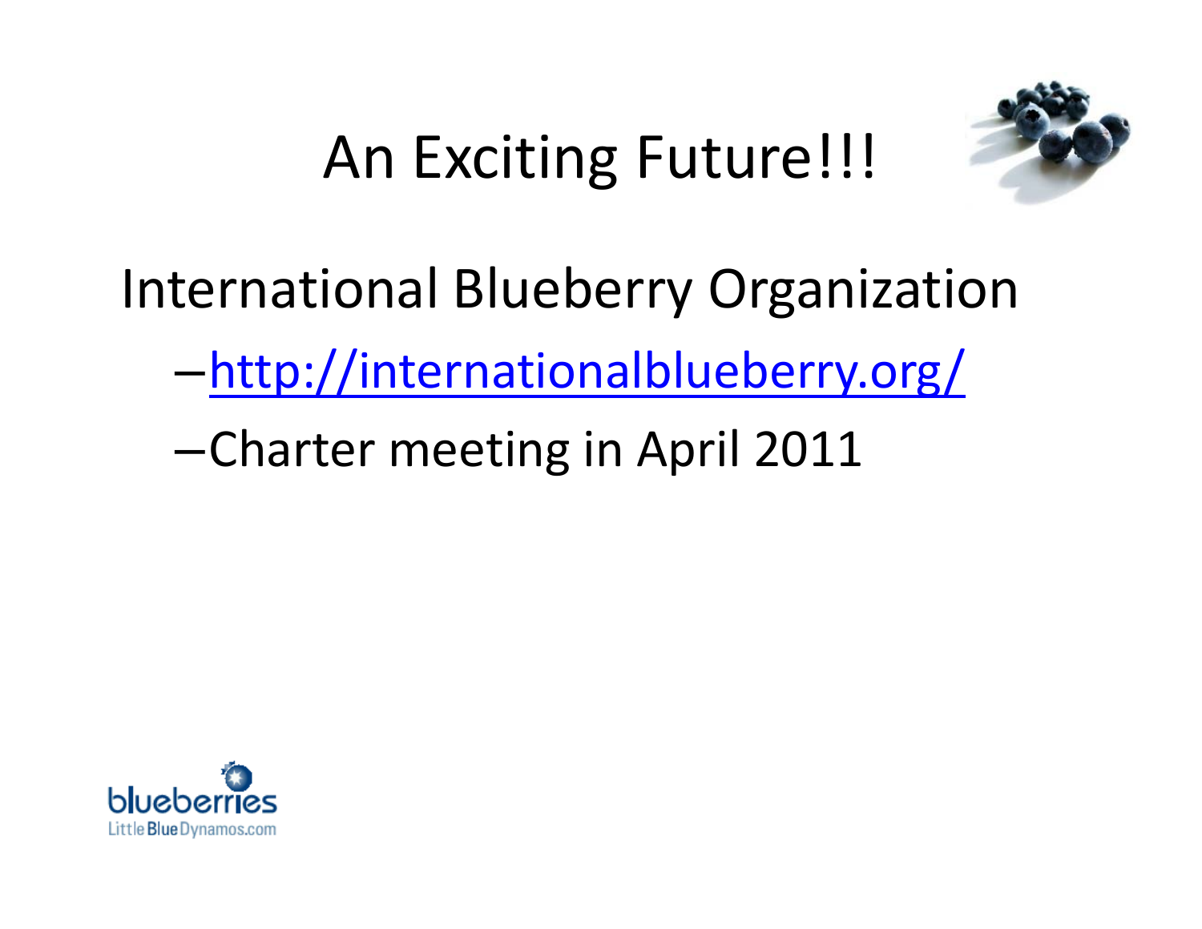# An Exciting Future!!!

International Blueberry Organization

- http://internationalblueberry.org/
- Charter meeting in April 2011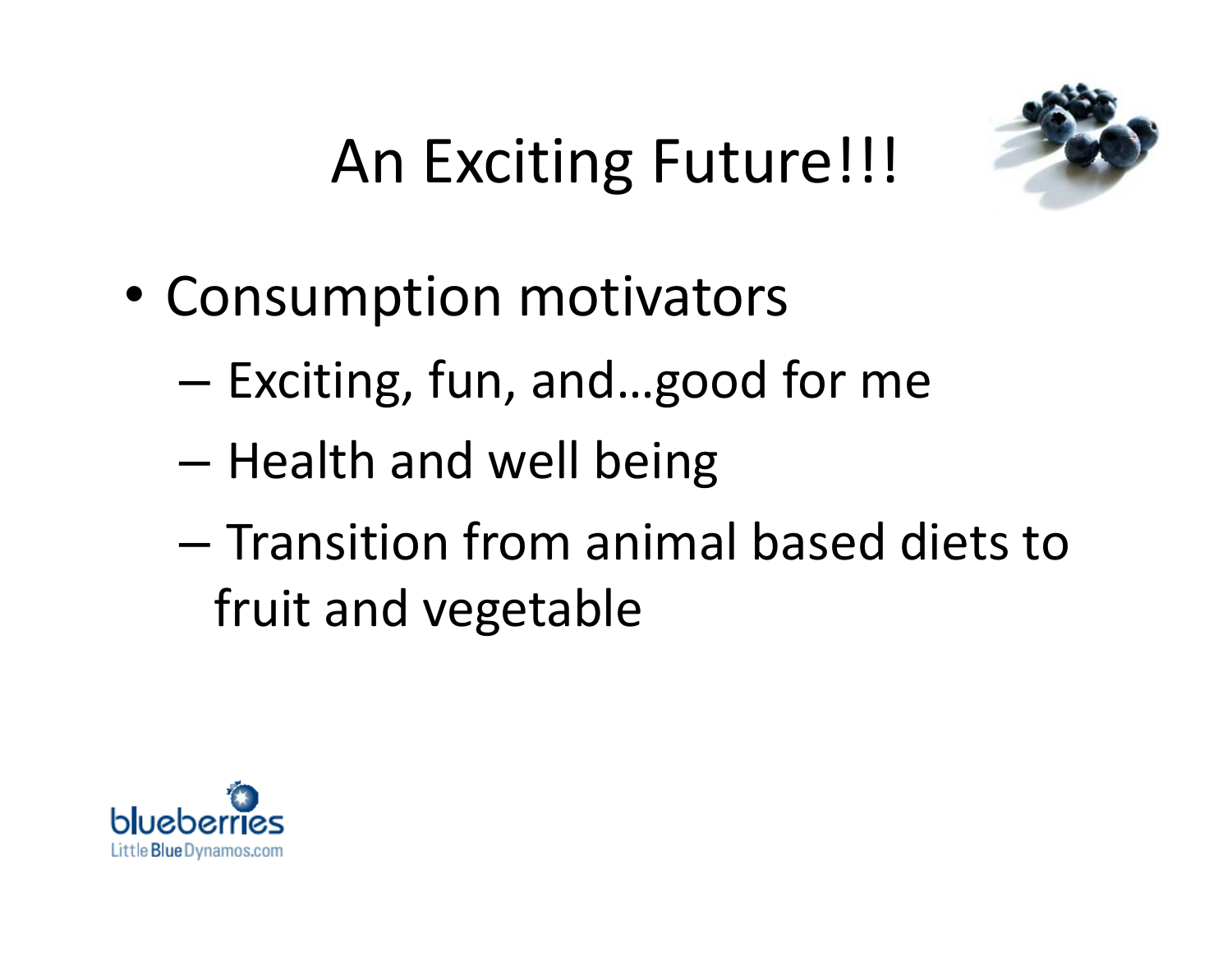# An Exciting Future!!!

- Consumption motivators
  - Exciting, fun, and…good for me
  - Health and well being
  - Transition from animal based diets to fruit and vegetable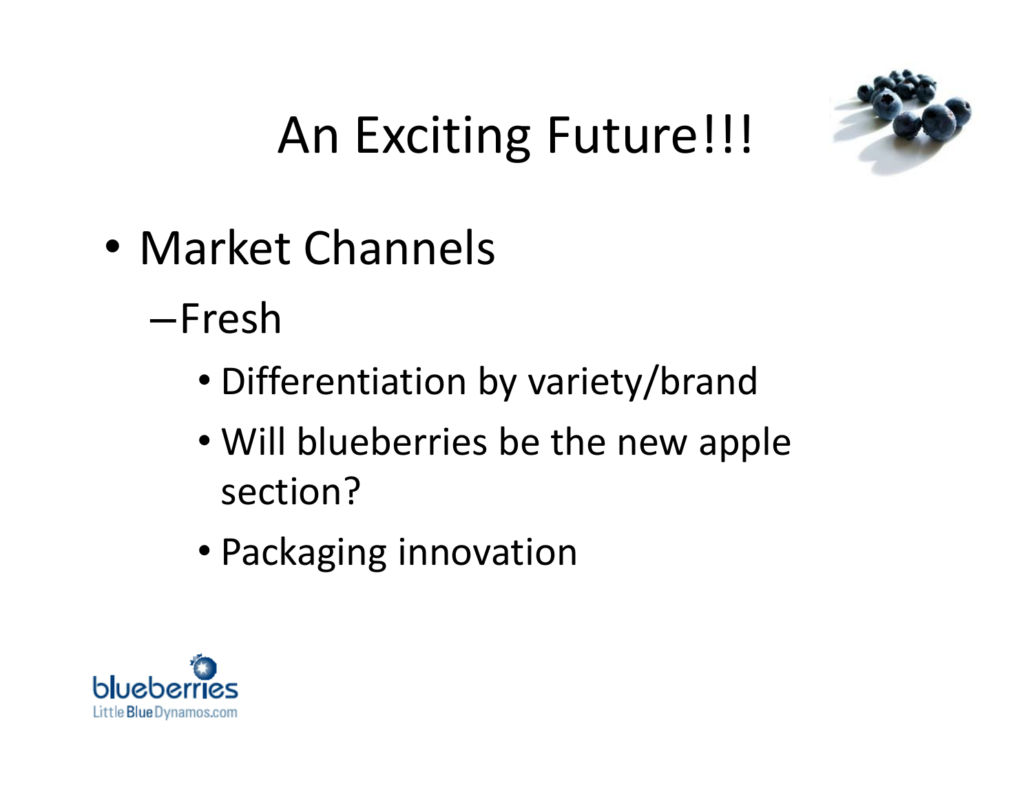# An Exciting Future!!!

- Market Channels
  - Fresh
    - Differentiation by variety/brand
    - Will blueberries be the new apple section?
    - Packaging innovation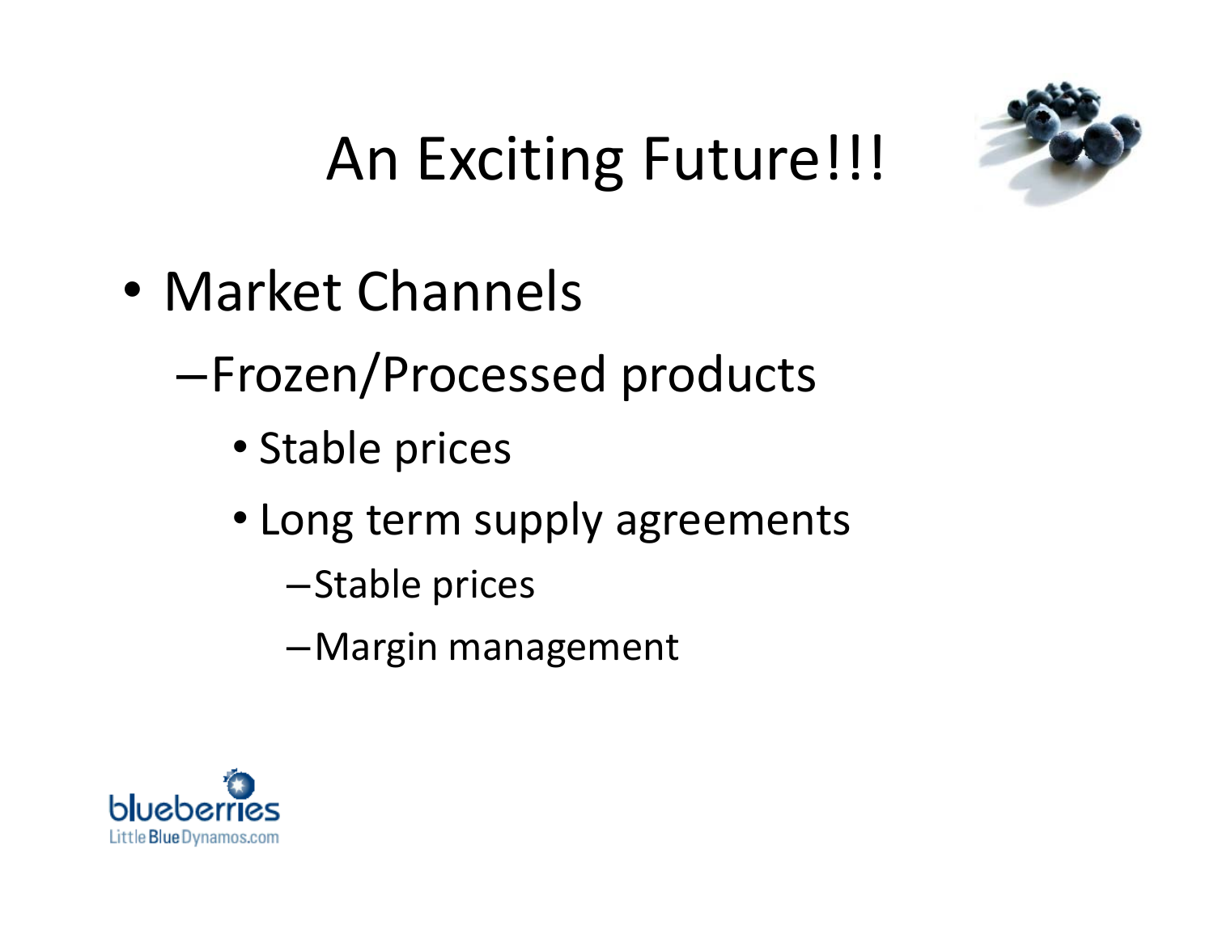# An Exciting Future!!!

- Market Channels
  - Frozen/Processed products
    - Stable prices
    - Long term supply agreements
      - Stable prices
      - Margin management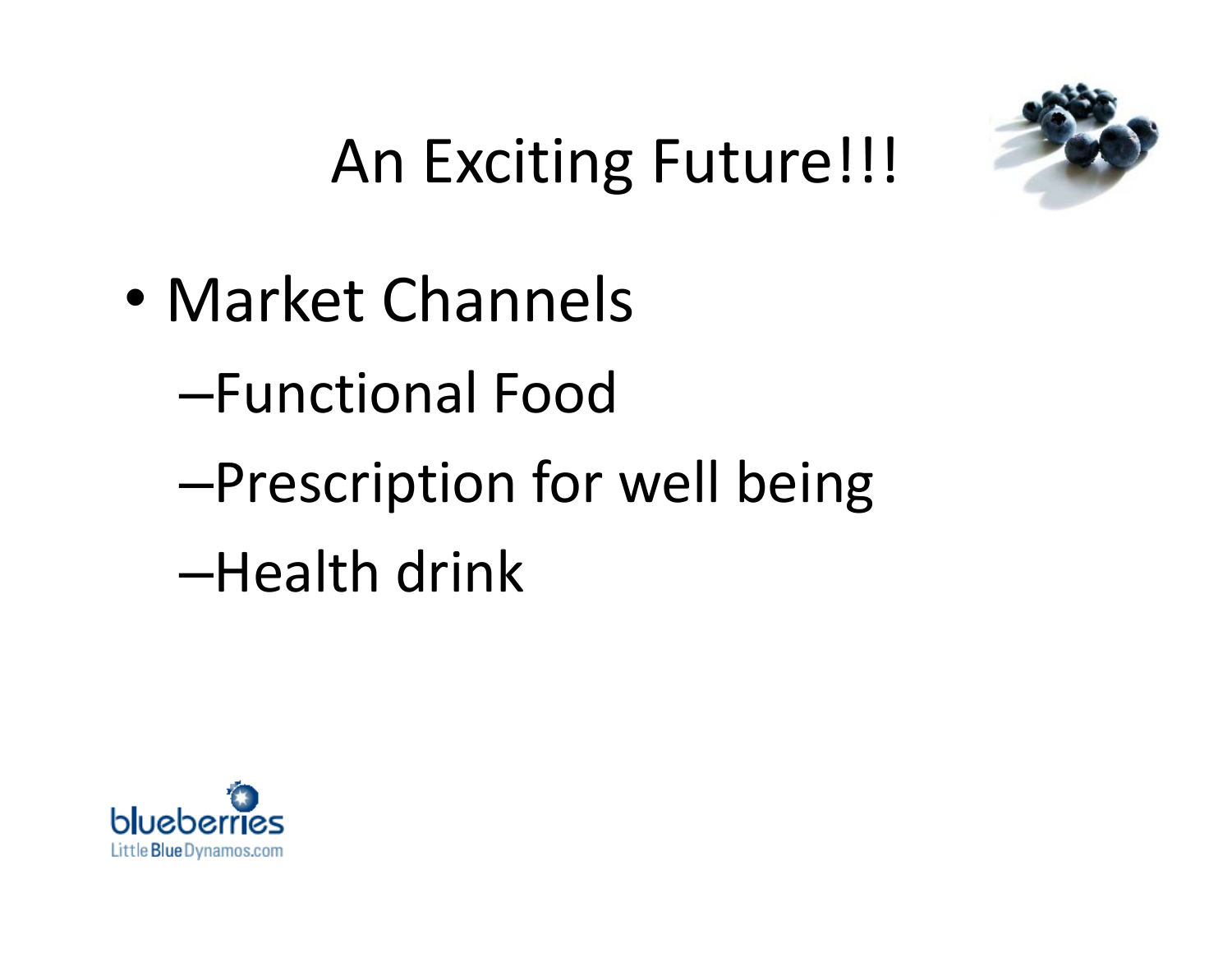# An Exciting Future!!!

- Market Channels
  - Functional Food
  - Prescription for well being
  - Health drink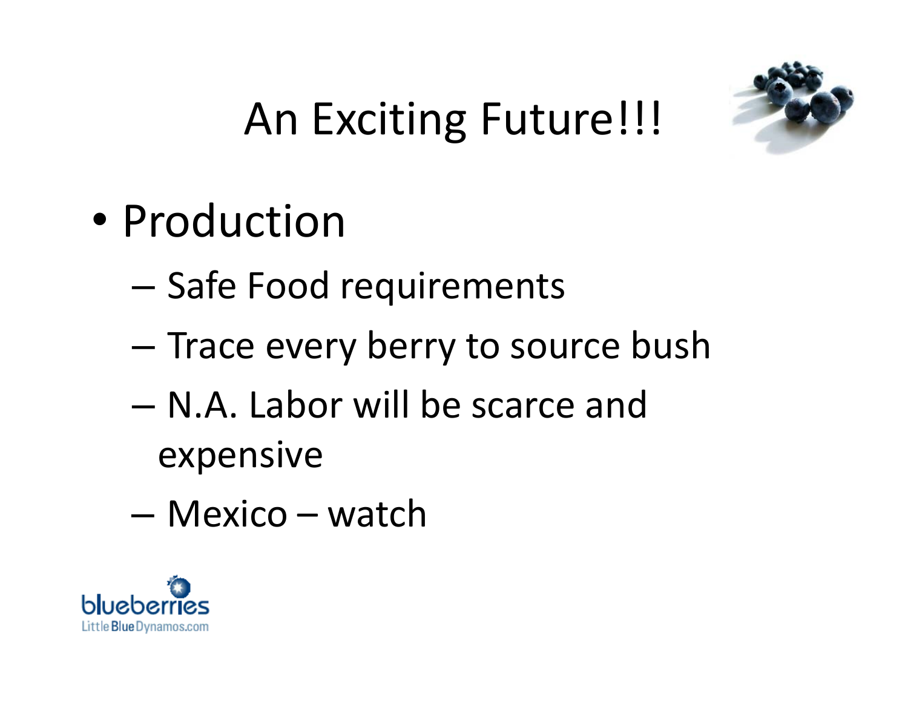# An Exciting Future!!!

- Production
  - Safe Food requirements
  - Trace every berry to source bush
  - N.A. Labor will be scarce and expensive
  - Mexico – watch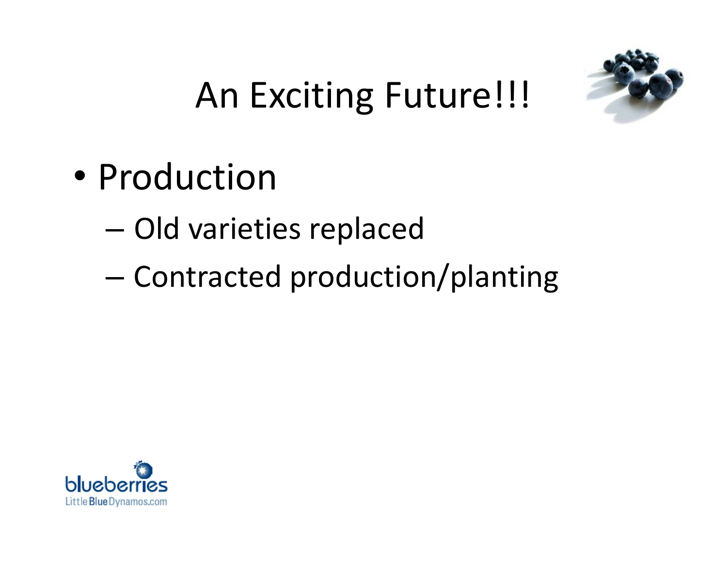# An Exciting Future!!!

- Production
  - Old varieties replaced
  - Contracted production/planting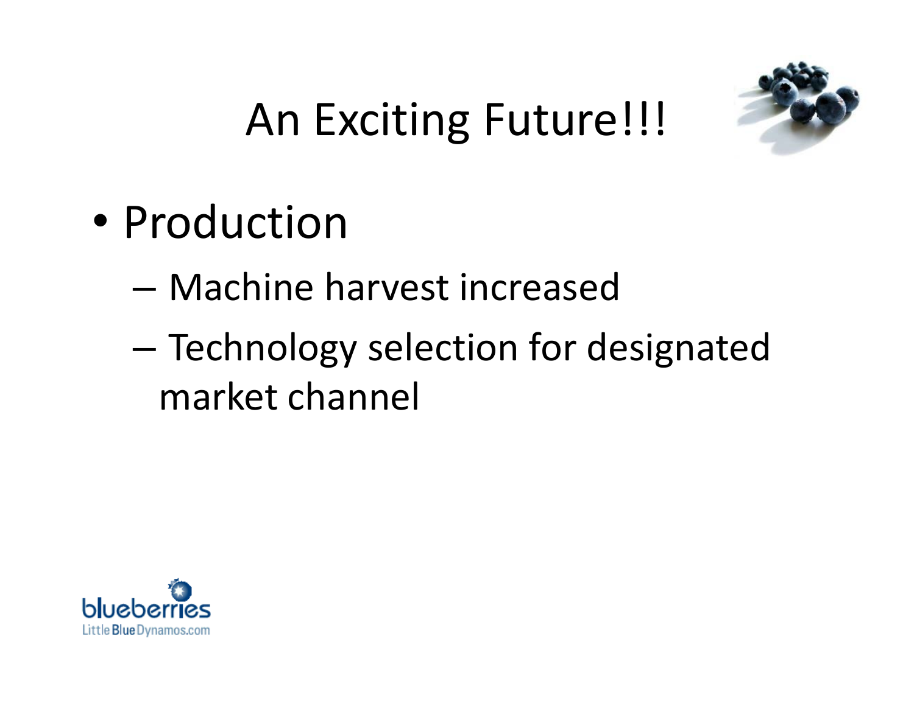# An Exciting Future!!!

- Production
  - Machine harvest increased
  - Technology selection for designated market channel

blueberries
Little Blue Dynamos.com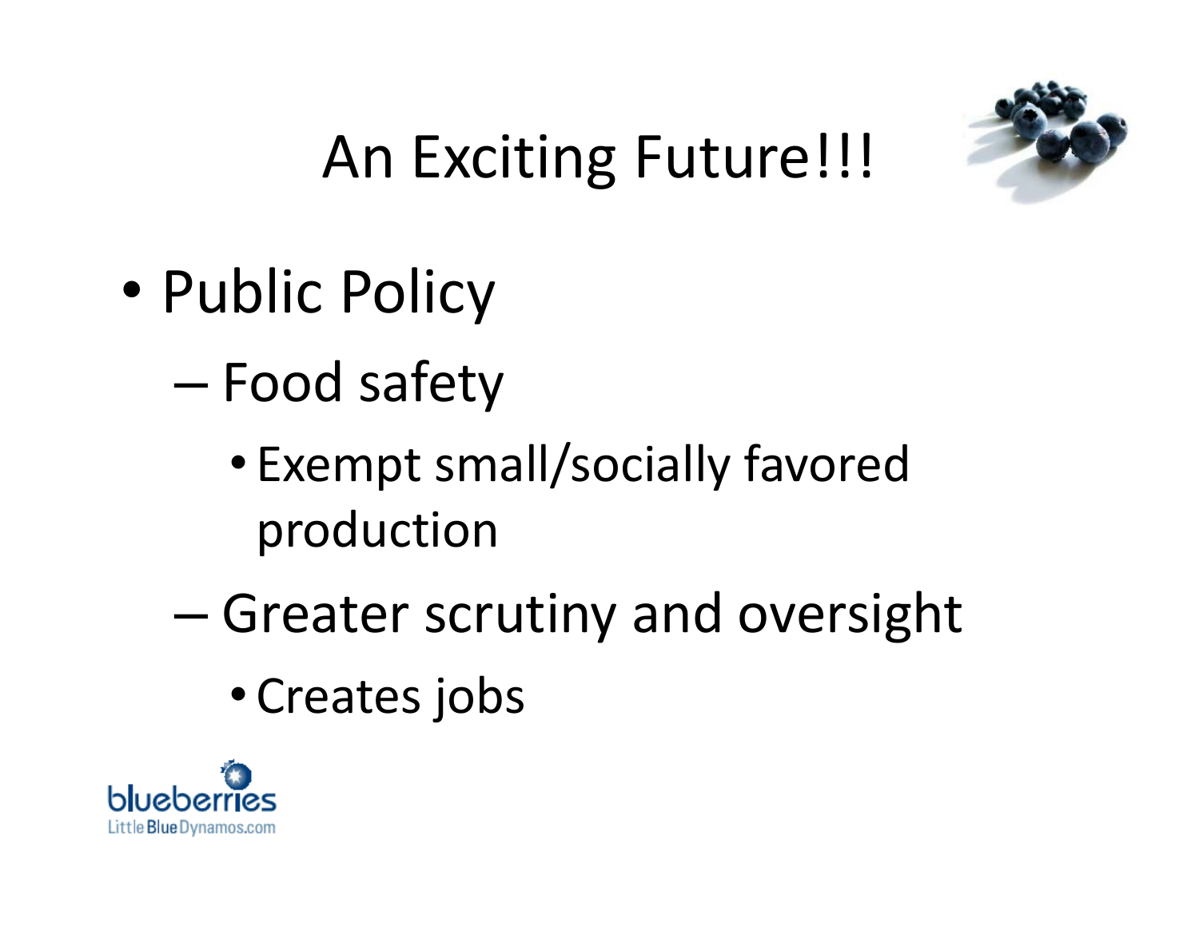# An Exciting Future!!!

- Public Policy
  - Food safety
    - Exempt small/socially favored production
  - Greater scrutiny and oversight
    - Creates jobs

blueberries
LittleBlueDynamos.com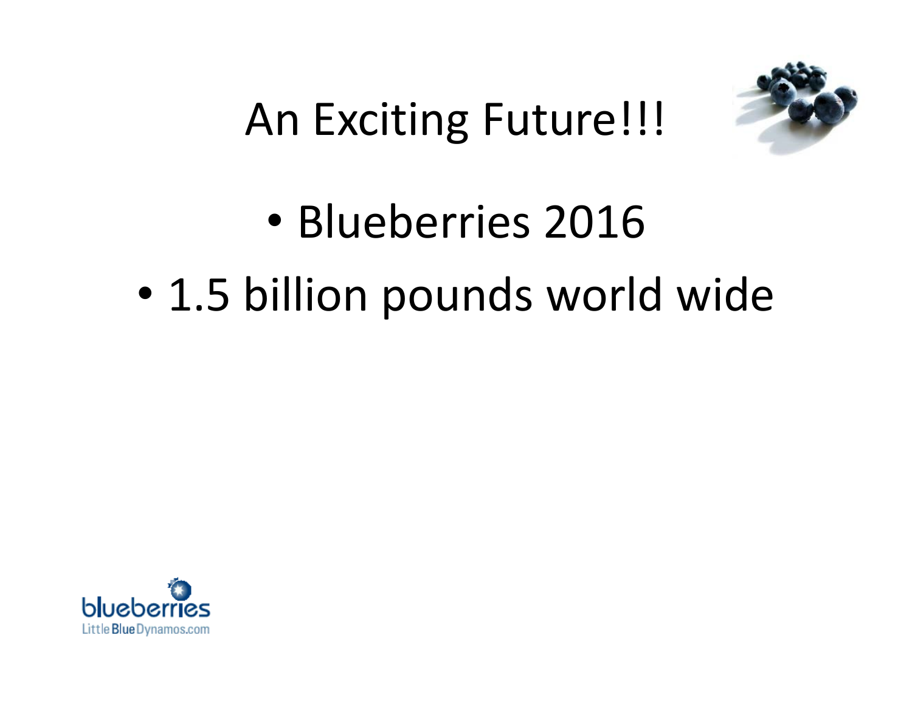# An Exciting Future!!!

- Blueberries 2016
- 1.5 billion pounds world wide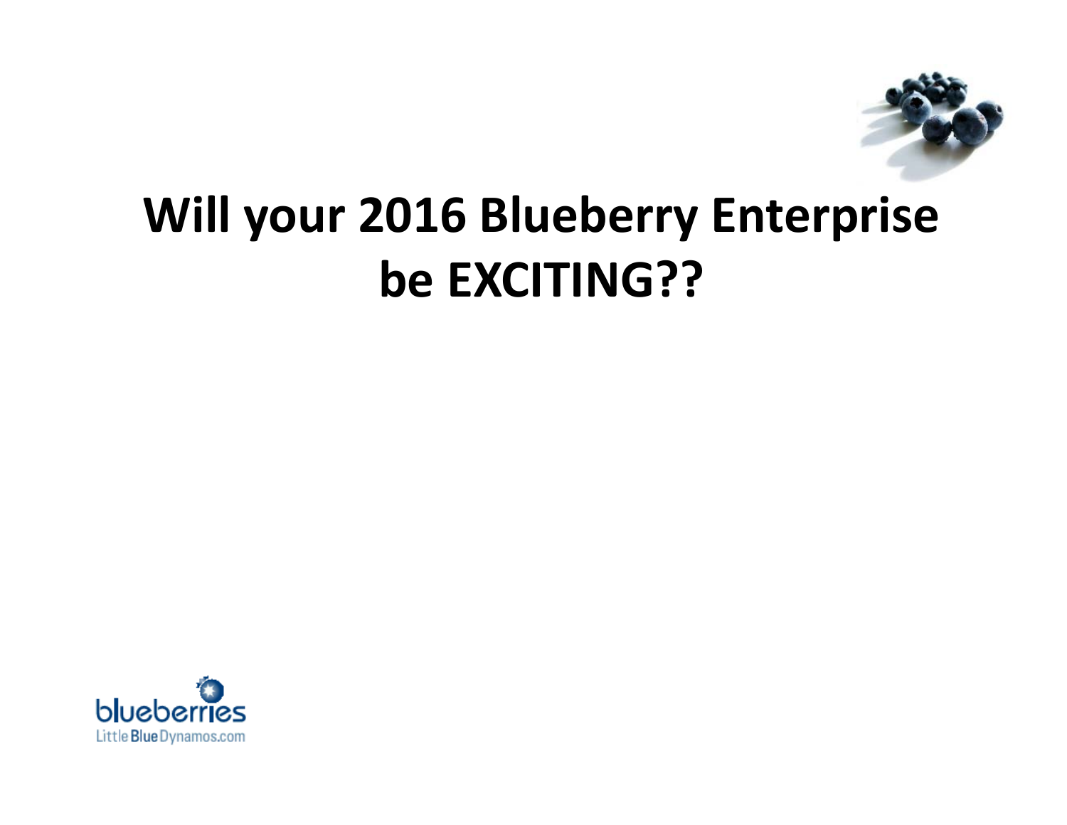# Will your 2016 Blueberry Enterprise be EXCITING??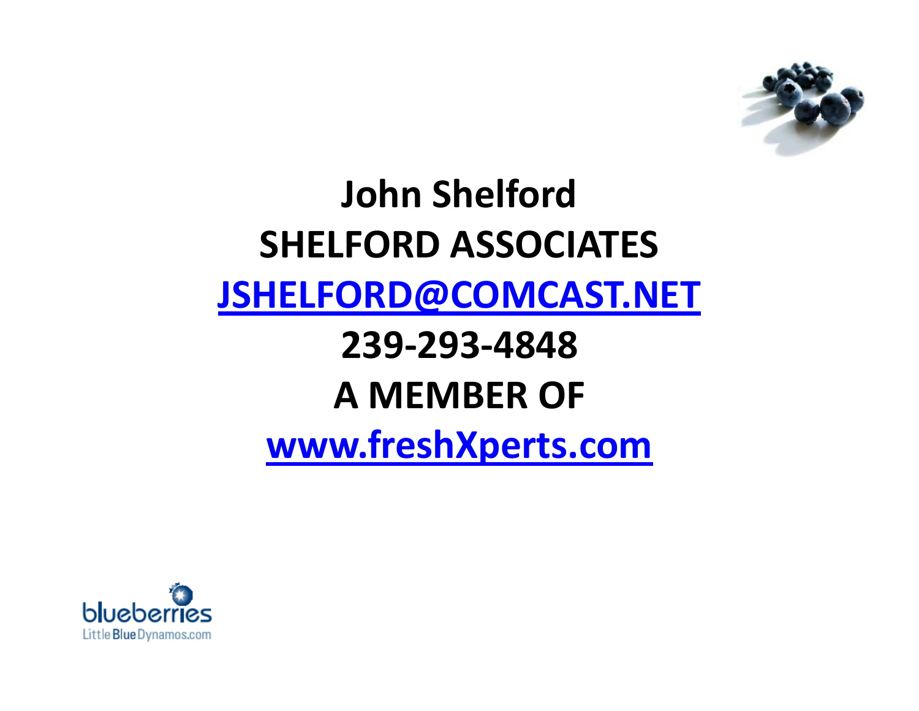**John Shelford**

**SHELFORD ASSOCIATES**

**[JSHELFORD@COMCAST.NET](mailto:JSHELFORD@COMCAST.NET)**

**239-293-4848**

**A MEMBER OF**

**[www.freshXperts.com](http://www.freshXperts.com)**

blueberries
Little Blue Dynamos.com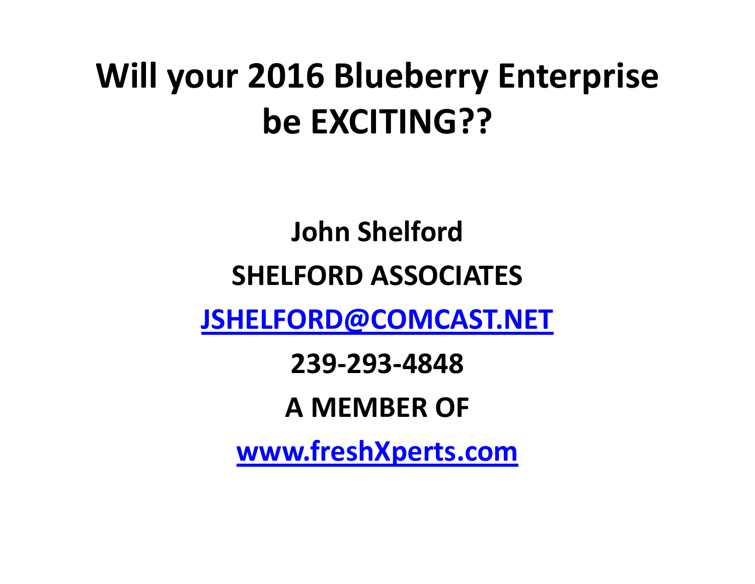# Will your 2016 Blueberry Enterprise be EXCITING??

**John Shelford**

**SHELFORD ASSOCIATES**

**JSHELFORD@COMCAST.NET**

**239-293-4848**

**A MEMBER OF**

**www.freshXperts.com**